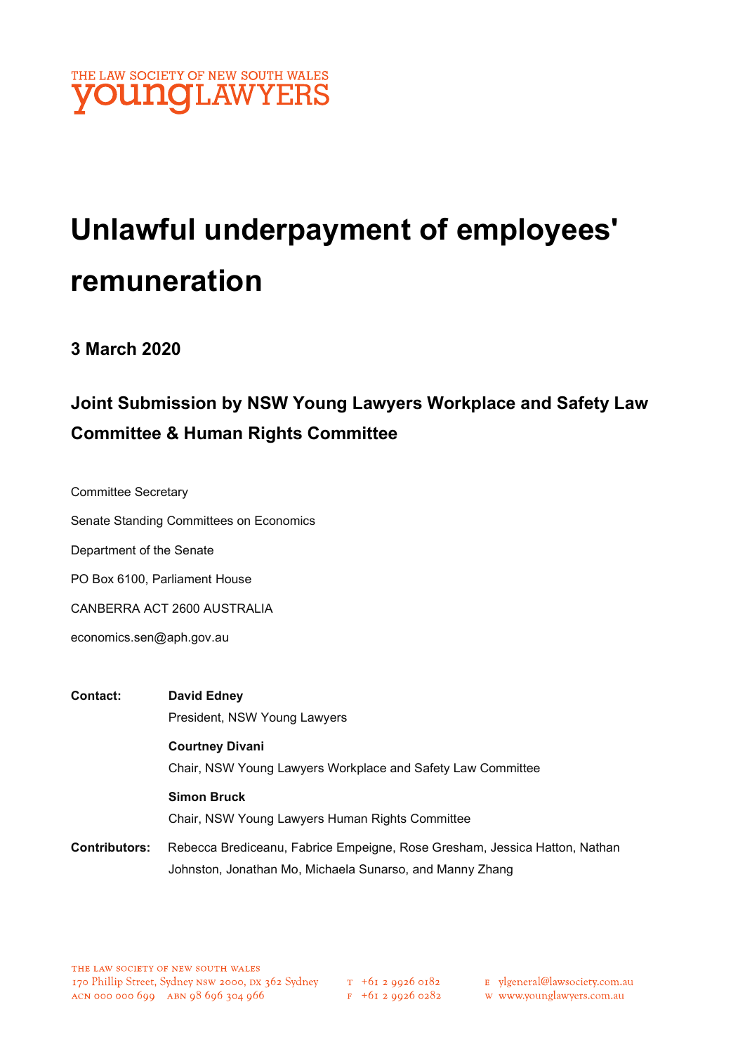THE LAW SOCIETY OF NEW SOUTH WALES
youngLAWYERS

# Unlawful underpayment of employees' remuneration

**3 March 2020**

## Joint Submission by NSW Young Lawyers Workplace and Safety Law Committee & Human Rights Committee

Committee Secretary

Senate Standing Committees on Economics

Department of the Senate

PO Box 6100, Parliament House

CANBERRA ACT 2600 AUSTRALIA

economics.sen@aph.gov.au

**Contact:** **David Edney**
President, NSW Young Lawyers

**Courtney Divani**
Chair, NSW Young Lawyers Workplace and Safety Law Committee

**Simon Bruck**
Chair, NSW Young Lawyers Human Rights Committee

**Contributors:** Rebecca Brediceanu, Fabrice Empeigne, Rose Gresham, Jessica Hatton, Nathan Johnston, Jonathan Mo, Michaela Sunarso, and Manny Zhang

THE LAW SOCIETY OF NEW SOUTH WALES
170 Phillip Street, Sydney NSW 2000, DX 362 Sydney
ACN 000 000 699 ABN 98 696 304 966
T +61 2 9926 0182
F +61 2 9926 0282
E ylgeneral@lawsociety.com.au
W www.younglawyers.com.au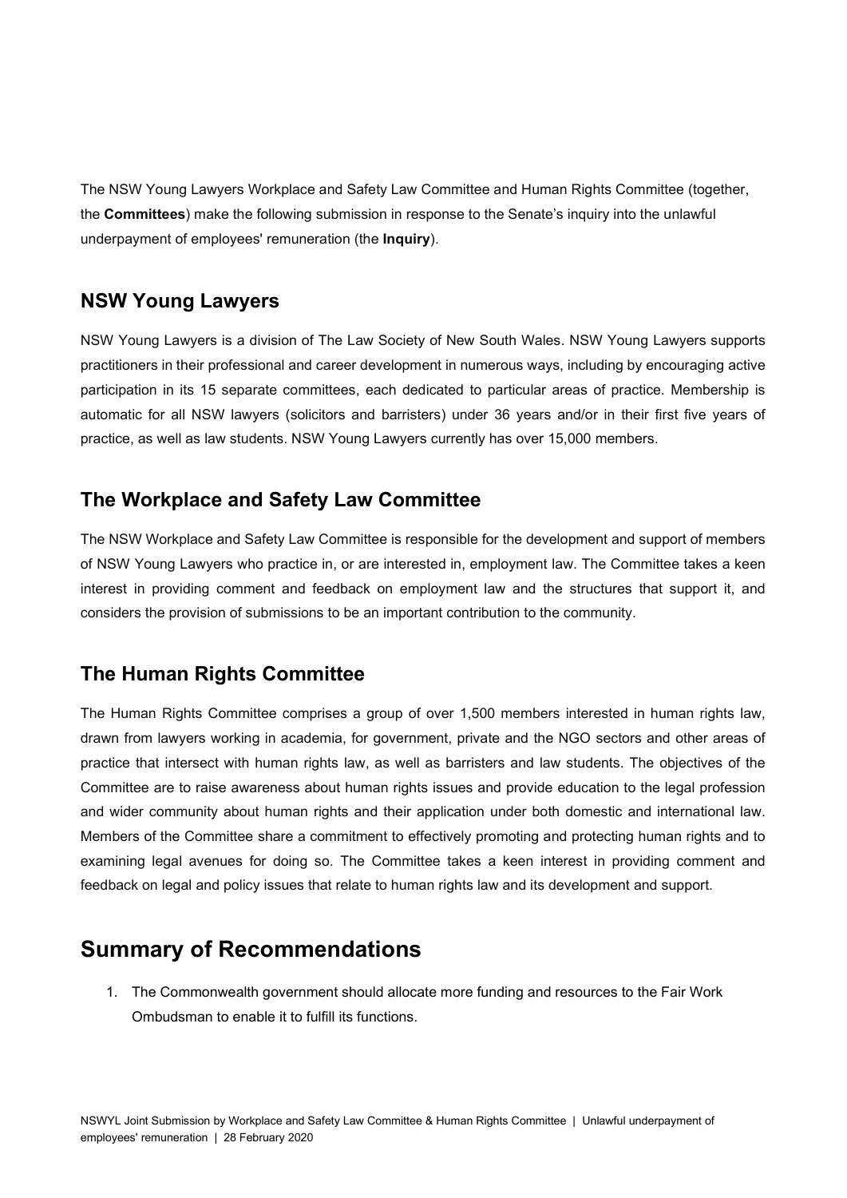The NSW Young Lawyers Workplace and Safety Law Committee and Human Rights Committee (together, the **Committees**) make the following submission in response to the Senate's inquiry into the unlawful underpayment of employees' remuneration (the **Inquiry**).

## NSW Young Lawyers

NSW Young Lawyers is a division of The Law Society of New South Wales. NSW Young Lawyers supports practitioners in their professional and career development in numerous ways, including by encouraging active participation in its 15 separate committees, each dedicated to particular areas of practice. Membership is automatic for all NSW lawyers (solicitors and barristers) under 36 years and/or in their first five years of practice, as well as law students. NSW Young Lawyers currently has over 15,000 members.

## The Workplace and Safety Law Committee

The NSW Workplace and Safety Law Committee is responsible for the development and support of members of NSW Young Lawyers who practice in, or are interested in, employment law. The Committee takes a keen interest in providing comment and feedback on employment law and the structures that support it, and considers the provision of submissions to be an important contribution to the community.

## The Human Rights Committee

The Human Rights Committee comprises a group of over 1,500 members interested in human rights law, drawn from lawyers working in academia, for government, private and the NGO sectors and other areas of practice that intersect with human rights law, as well as barristers and law students. The objectives of the Committee are to raise awareness about human rights issues and provide education to the legal profession and wider community about human rights and their application under both domestic and international law. Members of the Committee share a commitment to effectively promoting and protecting human rights and to examining legal avenues for doing so. The Committee takes a keen interest in providing comment and feedback on legal and policy issues that relate to human rights law and its development and support.

# Summary of Recommendations

1. The Commonwealth government should allocate more funding and resources to the Fair Work Ombudsman to enable it to fulfill its functions.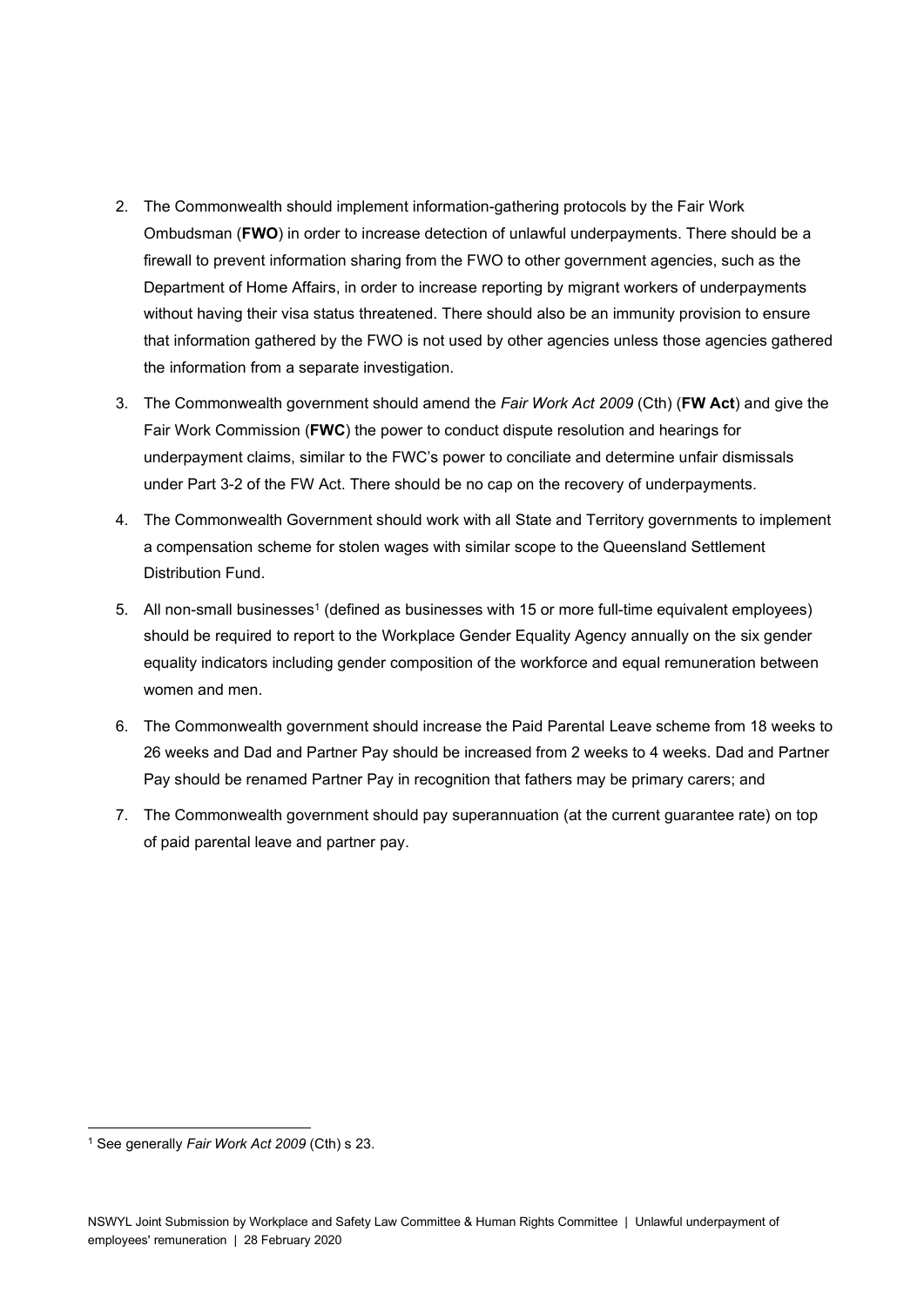2. The Commonwealth should implement information-gathering protocols by the Fair Work Ombudsman (**FWO**) in order to increase detection of unlawful underpayments. There should be a firewall to prevent information sharing from the FWO to other government agencies, such as the Department of Home Affairs, in order to increase reporting by migrant workers of underpayments without having their visa status threatened. There should also be an immunity provision to ensure that information gathered by the FWO is not used by other agencies unless those agencies gathered the information from a separate investigation.
3. The Commonwealth government should amend the *Fair Work Act 2009* (Cth) (**FW Act**) and give the Fair Work Commission (**FWC**) the power to conduct dispute resolution and hearings for underpayment claims, similar to the FWC's power to conciliate and determine unfair dismissals under Part 3-2 of the FW Act. There should be no cap on the recovery of underpayments.
4. The Commonwealth Government should work with all State and Territory governments to implement a compensation scheme for stolen wages with similar scope to the Queensland Settlement Distribution Fund.
5. All non-small businesses[1] (defined as businesses with 15 or more full-time equivalent employees) should be required to report to the Workplace Gender Equality Agency annually on the six gender equality indicators including gender composition of the workforce and equal remuneration between women and men.
6. The Commonwealth government should increase the Paid Parental Leave scheme from 18 weeks to 26 weeks and Dad and Partner Pay should be increased from 2 weeks to 4 weeks. Dad and Partner Pay should be renamed Partner Pay in recognition that fathers may be primary carers; and
7. The Commonwealth government should pay superannuation (at the current guarantee rate) on top of paid parental leave and partner pay.

[1] See generally *Fair Work Act 2009* (Cth) s 23.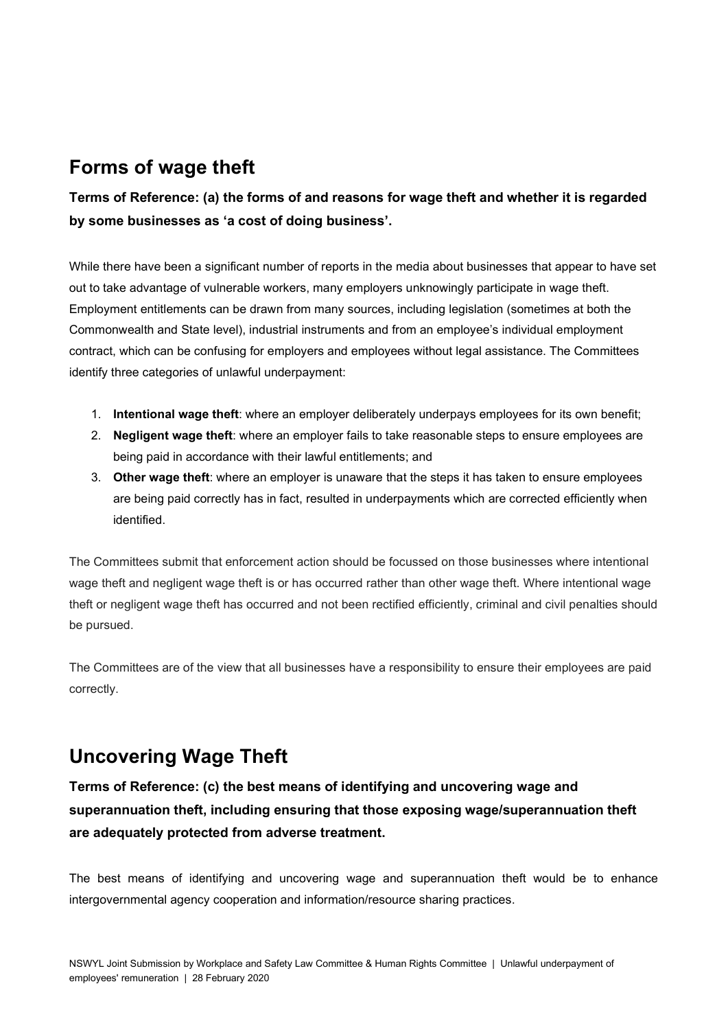## Forms of wage theft

**Terms of Reference: (a) the forms of and reasons for wage theft and whether it is regarded by some businesses as 'a cost of doing business'.**

While there have been a significant number of reports in the media about businesses that appear to have set out to take advantage of vulnerable workers, many employers unknowingly participate in wage theft. Employment entitlements can be drawn from many sources, including legislation (sometimes at both the Commonwealth and State level), industrial instruments and from an employee's individual employment contract, which can be confusing for employers and employees without legal assistance. The Committees identify three categories of unlawful underpayment:

1. **Intentional wage theft**: where an employer deliberately underpays employees for its own benefit;
2. **Negligent wage theft**: where an employer fails to take reasonable steps to ensure employees are being paid in accordance with their lawful entitlements; and
3. **Other wage theft**: where an employer is unaware that the steps it has taken to ensure employees are being paid correctly has in fact, resulted in underpayments which are corrected efficiently when identified.

The Committees submit that enforcement action should be focussed on those businesses where intentional wage theft and negligent wage theft is or has occurred rather than other wage theft. Where intentional wage theft or negligent wage theft has occurred and not been rectified efficiently, criminal and civil penalties should be pursued.

The Committees are of the view that all businesses have a responsibility to ensure their employees are paid correctly.

## Uncovering Wage Theft

**Terms of Reference: (c) the best means of identifying and uncovering wage and superannuation theft, including ensuring that those exposing wage/superannuation theft are adequately protected from adverse treatment.**

The best means of identifying and uncovering wage and superannuation theft would be to enhance intergovernmental agency cooperation and information/resource sharing practices.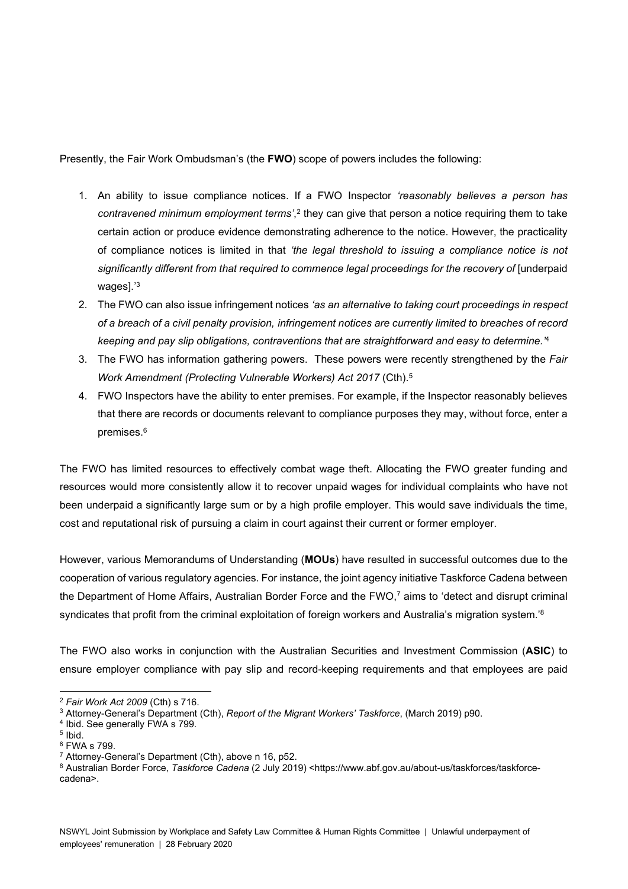Presently, the Fair Work Ombudsman's (the **FWO**) scope of powers includes the following:

1. An ability to issue compliance notices. If a FWO Inspector *'reasonably believes a person has contravened minimum employment terms'*,[2] they can give that person a notice requiring them to take certain action or produce evidence demonstrating adherence to the notice. However, the practicality of compliance notices is limited in that *'the legal threshold to issuing a compliance notice is not significantly different from that required to commence legal proceedings for the recovery of* [underpaid wages].'[3]
2. The FWO can also issue infringement notices *'as an alternative to taking court proceedings in respect of a breach of a civil penalty provision, infringement notices are currently limited to breaches of record keeping and pay slip obligations, contraventions that are straightforward and easy to determine.'*[4]
3. The FWO has information gathering powers. These powers were recently strengthened by the *Fair Work Amendment (Protecting Vulnerable Workers) Act 2017* (Cth).[5]
4. FWO Inspectors have the ability to enter premises. For example, if the Inspector reasonably believes that there are records or documents relevant to compliance purposes they may, without force, enter a premises.[6]

The FWO has limited resources to effectively combat wage theft. Allocating the FWO greater funding and resources would more consistently allow it to recover unpaid wages for individual complaints who have not been underpaid a significantly large sum or by a high profile employer. This would save individuals the time, cost and reputational risk of pursuing a claim in court against their current or former employer.

However, various Memorandums of Understanding (**MOUs**) have resulted in successful outcomes due to the cooperation of various regulatory agencies. For instance, the joint agency initiative Taskforce Cadena between the Department of Home Affairs, Australian Border Force and the FWO,[7] aims to 'detect and disrupt criminal syndicates that profit from the criminal exploitation of foreign workers and Australia's migration system.'[8]

The FWO also works in conjunction with the Australian Securities and Investment Commission (**ASIC**) to ensure employer compliance with pay slip and record-keeping requirements and that employees are paid

---

[2] *Fair Work Act 2009* (Cth) s 716.

[3] Attorney-General's Department (Cth), *Report of the Migrant Workers' Taskforce*, (March 2019) p90.

[4] Ibid. See generally FWA s 799.

[5] Ibid.

[6] FWA s 799.

[7] Attorney-General's Department (Cth), above n 16, p52.

[8] Australian Border Force, *Taskforce Cadena* (2 July 2019) <https://www.abf.gov.au/about-us/taskforces/taskforce-cadena>.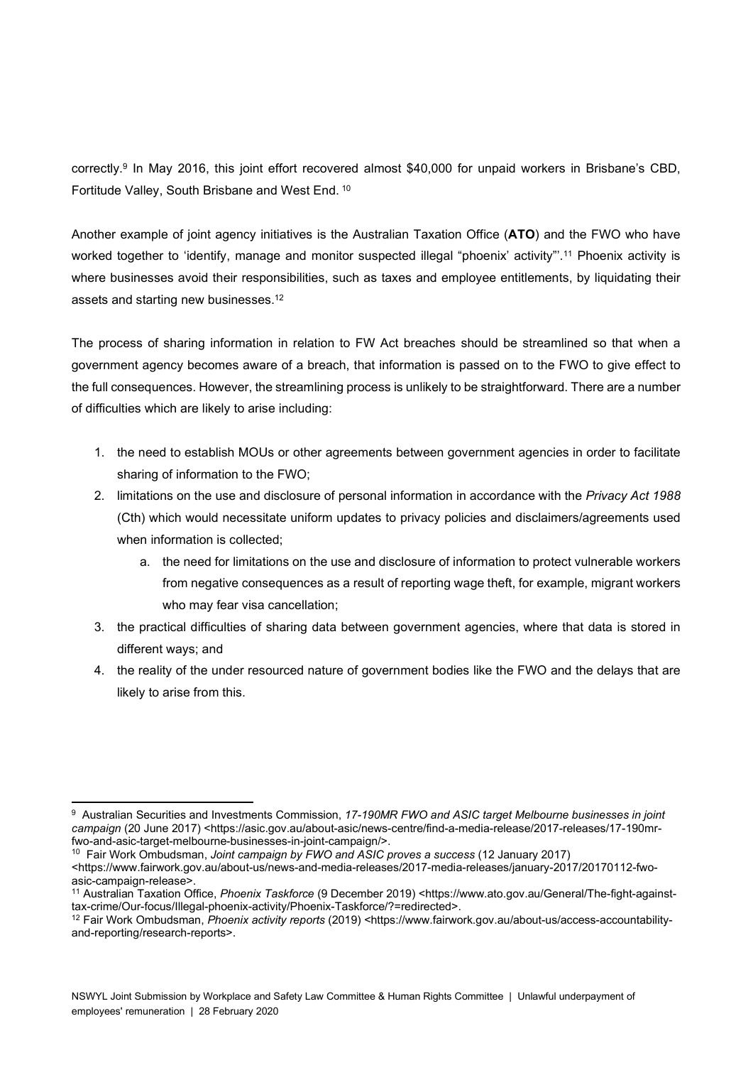correctly.[9] In May 2016, this joint effort recovered almost $40,000 for unpaid workers in Brisbane's CBD, Fortitude Valley, South Brisbane and West End. [10]

Another example of joint agency initiatives is the Australian Taxation Office (**ATO**) and the FWO who have worked together to 'identify, manage and monitor suspected illegal "phoenix' activity"'.[11] Phoenix activity is where businesses avoid their responsibilities, such as taxes and employee entitlements, by liquidating their assets and starting new businesses.[12]

The process of sharing information in relation to FW Act breaches should be streamlined so that when a government agency becomes aware of a breach, that information is passed on to the FWO to give effect to the full consequences. However, the streamlining process is unlikely to be straightforward. There are a number of difficulties which are likely to arise including:

1. the need to establish MOUs or other agreements between government agencies in order to facilitate sharing of information to the FWO;
2. limitations on the use and disclosure of personal information in accordance with the *Privacy Act 1988* (Cth) which would necessitate uniform updates to privacy policies and disclaimers/agreements used when information is collected;
   a. the need for limitations on the use and disclosure of information to protect vulnerable workers from negative consequences as a result of reporting wage theft, for example, migrant workers who may fear visa cancellation;
3. the practical difficulties of sharing data between government agencies, where that data is stored in different ways; and
4. the reality of the under resourced nature of government bodies like the FWO and the delays that are likely to arise from this.

---

[9] Australian Securities and Investments Commission, *17-190MR FWO and ASIC target Melbourne businesses in joint campaign* (20 June 2017) <https://asic.gov.au/about-asic/news-centre/find-a-media-release/2017-releases/17-190mr-fwo-and-asic-target-melbourne-businesses-in-joint-campaign/>.

[10] Fair Work Ombudsman, *Joint campaign by FWO and ASIC proves a success* (12 January 2017) <https://www.fairwork.gov.au/about-us/news-and-media-releases/2017-media-releases/january-2017/20170112-fwo-asic-campaign-release>.

[11] Australian Taxation Office, *Phoenix Taskforce* (9 December 2019) <https://www.ato.gov.au/General/The-fight-against-tax-crime/Our-focus/Illegal-phoenix-activity/Phoenix-Taskforce/?=redirected>.

[12] Fair Work Ombudsman, *Phoenix activity reports* (2019) <https://www.fairwork.gov.au/about-us/access-accountability-and-reporting/research-reports>.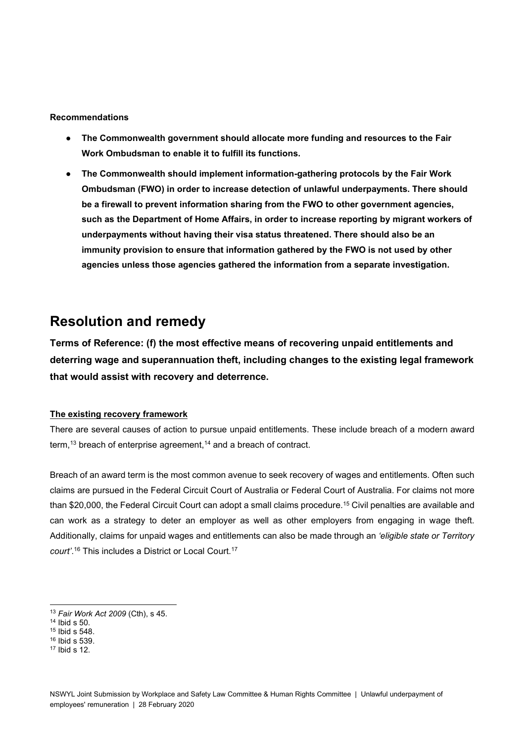**Recommendations**

- **The Commonwealth government should allocate more funding and resources to the Fair Work Ombudsman to enable it to fulfill its functions.**
- **The Commonwealth should implement information-gathering protocols by the Fair Work Ombudsman (FWO) in order to increase detection of unlawful underpayments. There should be a firewall to prevent information sharing from the FWO to other government agencies, such as the Department of Home Affairs, in order to increase reporting by migrant workers of underpayments without having their visa status threatened. There should also be an immunity provision to ensure that information gathered by the FWO is not used by other agencies unless those agencies gathered the information from a separate investigation.**

## Resolution and remedy

**Terms of Reference: (f) the most effective means of recovering unpaid entitlements and deterring wage and superannuation theft, including changes to the existing legal framework that would assist with recovery and deterrence.**

**The existing recovery framework**

There are several causes of action to pursue unpaid entitlements. These include breach of a modern award term,[13] breach of enterprise agreement,[14] and a breach of contract.

Breach of an award term is the most common avenue to seek recovery of wages and entitlements. Often such claims are pursued in the Federal Circuit Court of Australia or Federal Court of Australia. For claims not more than $20,000, the Federal Circuit Court can adopt a small claims procedure.[15] Civil penalties are available and can work as a strategy to deter an employer as well as other employers from engaging in wage theft. Additionally, claims for unpaid wages and entitlements can also be made through an *'eligible state or Territory court'*.[16] This includes a District or Local Court.[17]

---

[13] *Fair Work Act 2009* (Cth), s 45.
[14] Ibid s 50.
[15] Ibid s 548.
[16] Ibid s 539.
[17] Ibid s 12.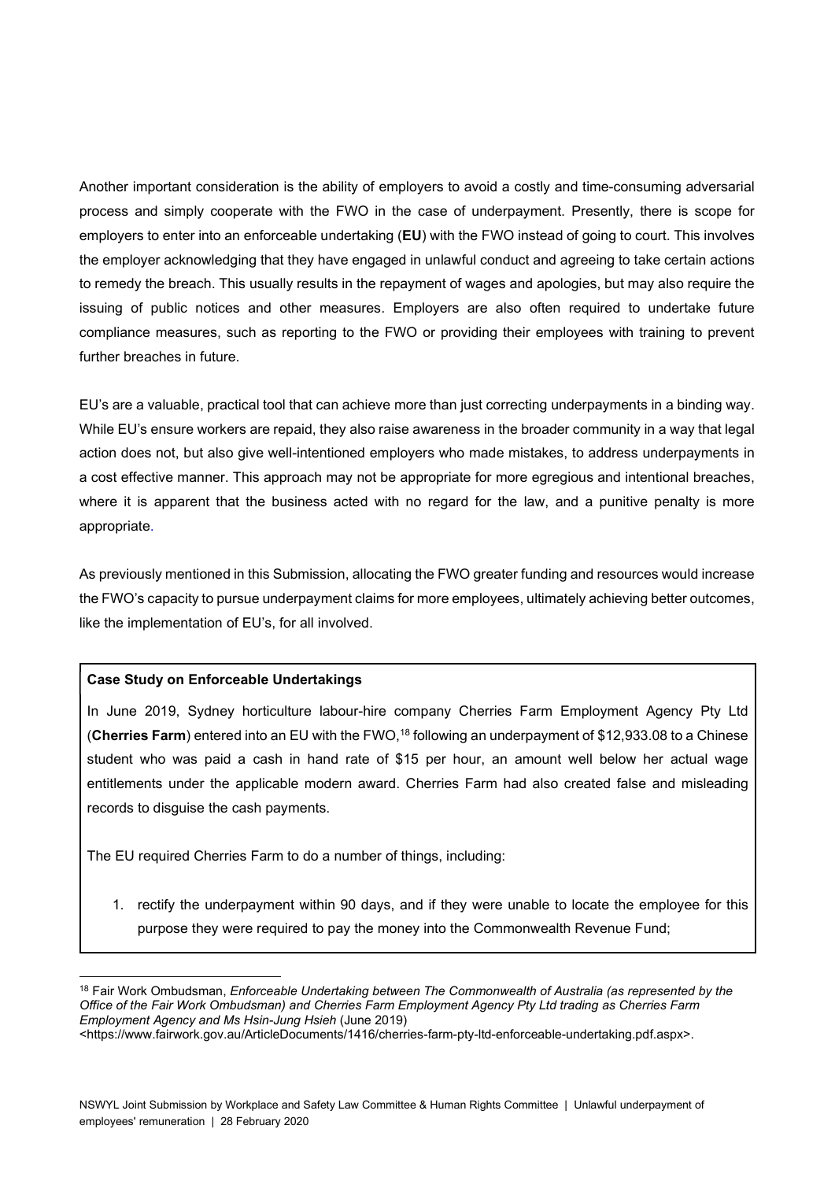Another important consideration is the ability of employers to avoid a costly and time-consuming adversarial process and simply cooperate with the FWO in the case of underpayment. Presently, there is scope for employers to enter into an enforceable undertaking (**EU**) with the FWO instead of going to court. This involves the employer acknowledging that they have engaged in unlawful conduct and agreeing to take certain actions to remedy the breach. This usually results in the repayment of wages and apologies, but may also require the issuing of public notices and other measures. Employers are also often required to undertake future compliance measures, such as reporting to the FWO or providing their employees with training to prevent further breaches in future.

EU's are a valuable, practical tool that can achieve more than just correcting underpayments in a binding way. While EU's ensure workers are repaid, they also raise awareness in the broader community in a way that legal action does not, but also give well-intentioned employers who made mistakes, to address underpayments in a cost effective manner. This approach may not be appropriate for more egregious and intentional breaches, where it is apparent that the business acted with no regard for the law, and a punitive penalty is more appropriate.

As previously mentioned in this Submission, allocating the FWO greater funding and resources would increase the FWO's capacity to pursue underpayment claims for more employees, ultimately achieving better outcomes, like the implementation of EU's, for all involved.

**Case Study on Enforceable Undertakings**

In June 2019, Sydney horticulture labour-hire company Cherries Farm Employment Agency Pty Ltd (**Cherries Farm**) entered into an EU with the FWO,[18] following an underpayment of $12,933.08 to a Chinese student who was paid a cash in hand rate of $15 per hour, an amount well below her actual wage entitlements under the applicable modern award. Cherries Farm had also created false and misleading records to disguise the cash payments.

The EU required Cherries Farm to do a number of things, including:

1. rectify the underpayment within 90 days, and if they were unable to locate the employee for this purpose they were required to pay the money into the Commonwealth Revenue Fund;

---

[18] Fair Work Ombudsman, *Enforceable Undertaking between The Commonwealth of Australia (as represented by the Office of the Fair Work Ombudsman) and Cherries Farm Employment Agency Pty Ltd trading as Cherries Farm Employment Agency and Ms Hsin-Jung Hsieh* (June 2019) <https://www.fairwork.gov.au/ArticleDocuments/1416/cherries-farm-pty-ltd-enforceable-undertaking.pdf.aspx>.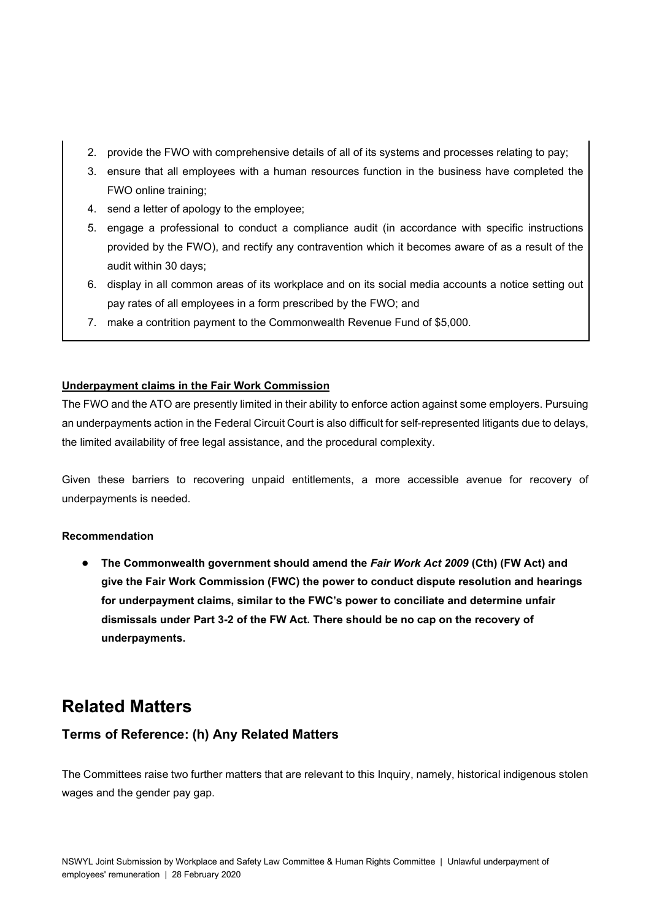2. provide the FWO with comprehensive details of all of its systems and processes relating to pay;
3. ensure that all employees with a human resources function in the business have completed the FWO online training;
4. send a letter of apology to the employee;
5. engage a professional to conduct a compliance audit (in accordance with specific instructions provided by the FWO), and rectify any contravention which it becomes aware of as a result of the audit within 30 days;
6. display in all common areas of its workplace and on its social media accounts a notice setting out pay rates of all employees in a form prescribed by the FWO; and
7. make a contrition payment to the Commonwealth Revenue Fund of $5,000.

**Underpayment claims in the Fair Work Commission**

The FWO and the ATO are presently limited in their ability to enforce action against some employers. Pursuing an underpayments action in the Federal Circuit Court is also difficult for self-represented litigants due to delays, the limited availability of free legal assistance, and the procedural complexity.

Given these barriers to recovering unpaid entitlements, a more accessible avenue for recovery of underpayments is needed.

**Recommendation**

- **The Commonwealth government should amend the *Fair Work Act 2009* (Cth) (FW Act) and give the Fair Work Commission (FWC) the power to conduct dispute resolution and hearings for underpayment claims, similar to the FWC's power to conciliate and determine unfair dismissals under Part 3-2 of the FW Act. There should be no cap on the recovery of underpayments.**

# Related Matters

## Terms of Reference: (h) Any Related Matters

The Committees raise two further matters that are relevant to this Inquiry, namely, historical indigenous stolen wages and the gender pay gap.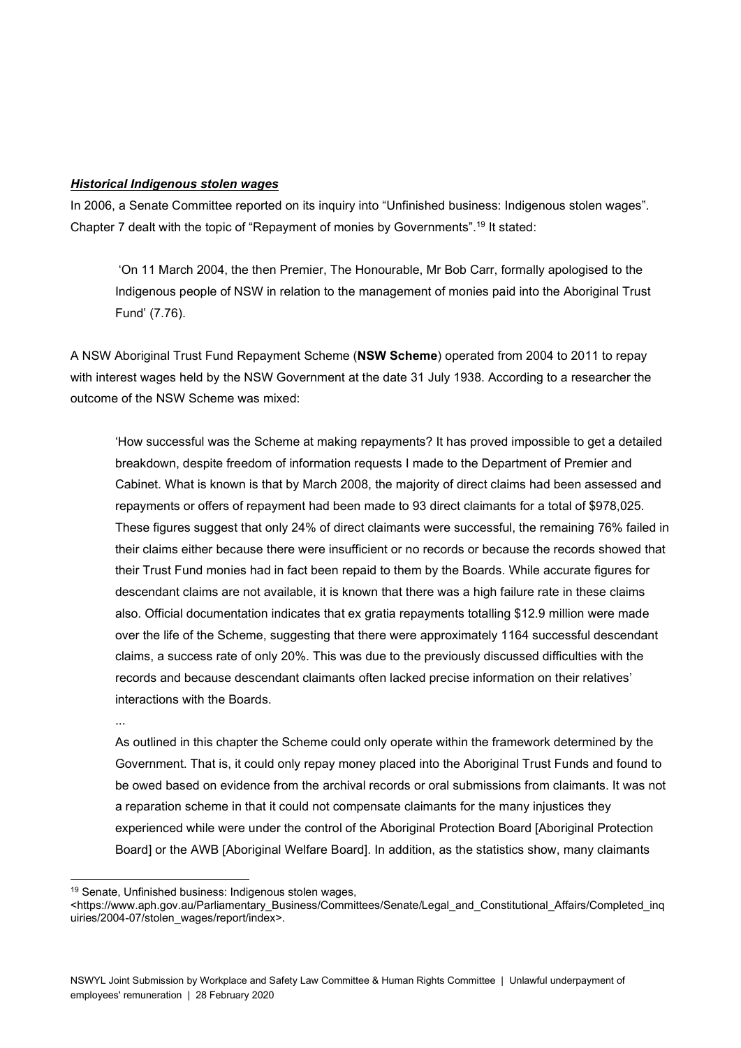***Historical Indigenous stolen wages***

In 2006, a Senate Committee reported on its inquiry into "Unfinished business: Indigenous stolen wages". Chapter 7 dealt with the topic of "Repayment of monies by Governments".[19] It stated:

> 'On 11 March 2004, the then Premier, The Honourable, Mr Bob Carr, formally apologised to the Indigenous people of NSW in relation to the management of monies paid into the Aboriginal Trust Fund' (7.76).

A NSW Aboriginal Trust Fund Repayment Scheme (**NSW Scheme**) operated from 2004 to 2011 to repay with interest wages held by the NSW Government at the date 31 July 1938. According to a researcher the outcome of the NSW Scheme was mixed:

> 'How successful was the Scheme at making repayments? It has proved impossible to get a detailed breakdown, despite freedom of information requests I made to the Department of Premier and Cabinet. What is known is that by March 2008, the majority of direct claims had been assessed and repayments or offers of repayment had been made to 93 direct claimants for a total of $978,025. These figures suggest that only 24% of direct claimants were successful, the remaining 76% failed in their claims either because there were insufficient or no records or because the records showed that their Trust Fund monies had in fact been repaid to them by the Boards. While accurate figures for descendant claims are not available, it is known that there was a high failure rate in these claims also. Official documentation indicates that ex gratia repayments totalling $12.9 million were made over the life of the Scheme, suggesting that there were approximately 1164 successful descendant claims, a success rate of only 20%. This was due to the previously discussed difficulties with the records and because descendant claimants often lacked precise information on their relatives' interactions with the Boards.
>
> ...
>
> As outlined in this chapter the Scheme could only operate within the framework determined by the Government. That is, it could only repay money placed into the Aboriginal Trust Funds and found to be owed based on evidence from the archival records or oral submissions from claimants. It was not a reparation scheme in that it could not compensate claimants for the many injustices they experienced while were under the control of the Aboriginal Protection Board [Aboriginal Protection Board] or the AWB [Aboriginal Welfare Board]. In addition, as the statistics show, many claimants

---

[19] Senate, Unfinished business: Indigenous stolen wages, <https://www.aph.gov.au/Parliamentary_Business/Committees/Senate/Legal_and_Constitutional_Affairs/Completed_inquiries/2004-07/stolen_wages/report/index>.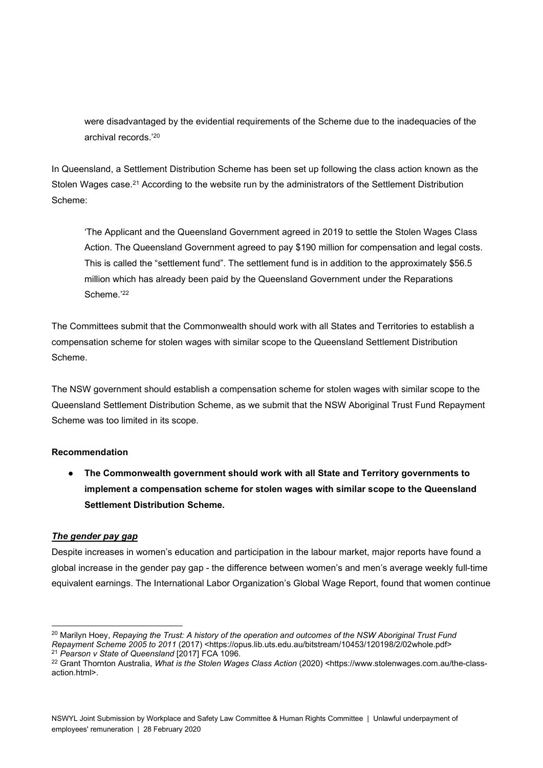were disadvantaged by the evidential requirements of the Scheme due to the inadequacies of the archival records.'[20]

In Queensland, a Settlement Distribution Scheme has been set up following the class action known as the Stolen Wages case.[21] According to the website run by the administrators of the Settlement Distribution Scheme:

> 'The Applicant and the Queensland Government agreed in 2019 to settle the Stolen Wages Class Action. The Queensland Government agreed to pay $190 million for compensation and legal costs. This is called the "settlement fund". The settlement fund is in addition to the approximately $56.5 million which has already been paid by the Queensland Government under the Reparations Scheme.'[22]

The Committees submit that the Commonwealth should work with all States and Territories to establish a compensation scheme for stolen wages with similar scope to the Queensland Settlement Distribution Scheme.

The NSW government should establish a compensation scheme for stolen wages with similar scope to the Queensland Settlement Distribution Scheme, as we submit that the NSW Aboriginal Trust Fund Repayment Scheme was too limited in its scope.

**Recommendation**

- **The Commonwealth government should work with all State and Territory governments to implement a compensation scheme for stolen wages with similar scope to the Queensland Settlement Distribution Scheme.**

***The gender pay gap***

Despite increases in women's education and participation in the labour market, major reports have found a global increase in the gender pay gap - the difference between women's and men's average weekly full-time equivalent earnings. The International Labor Organization's Global Wage Report, found that women continue

---

[20] Marilyn Hoey, *Repaying the Trust: A history of the operation and outcomes of the NSW Aboriginal Trust Fund Repayment Scheme 2005 to 2011* (2017) <https://opus.lib.uts.edu.au/bitstream/10453/120198/2/02whole.pdf>

[21] *Pearson v State of Queensland* [2017] FCA 1096.

[22] Grant Thornton Australia, *What is the Stolen Wages Class Action* (2020) <https://www.stolenwages.com.au/the-class-action.html>.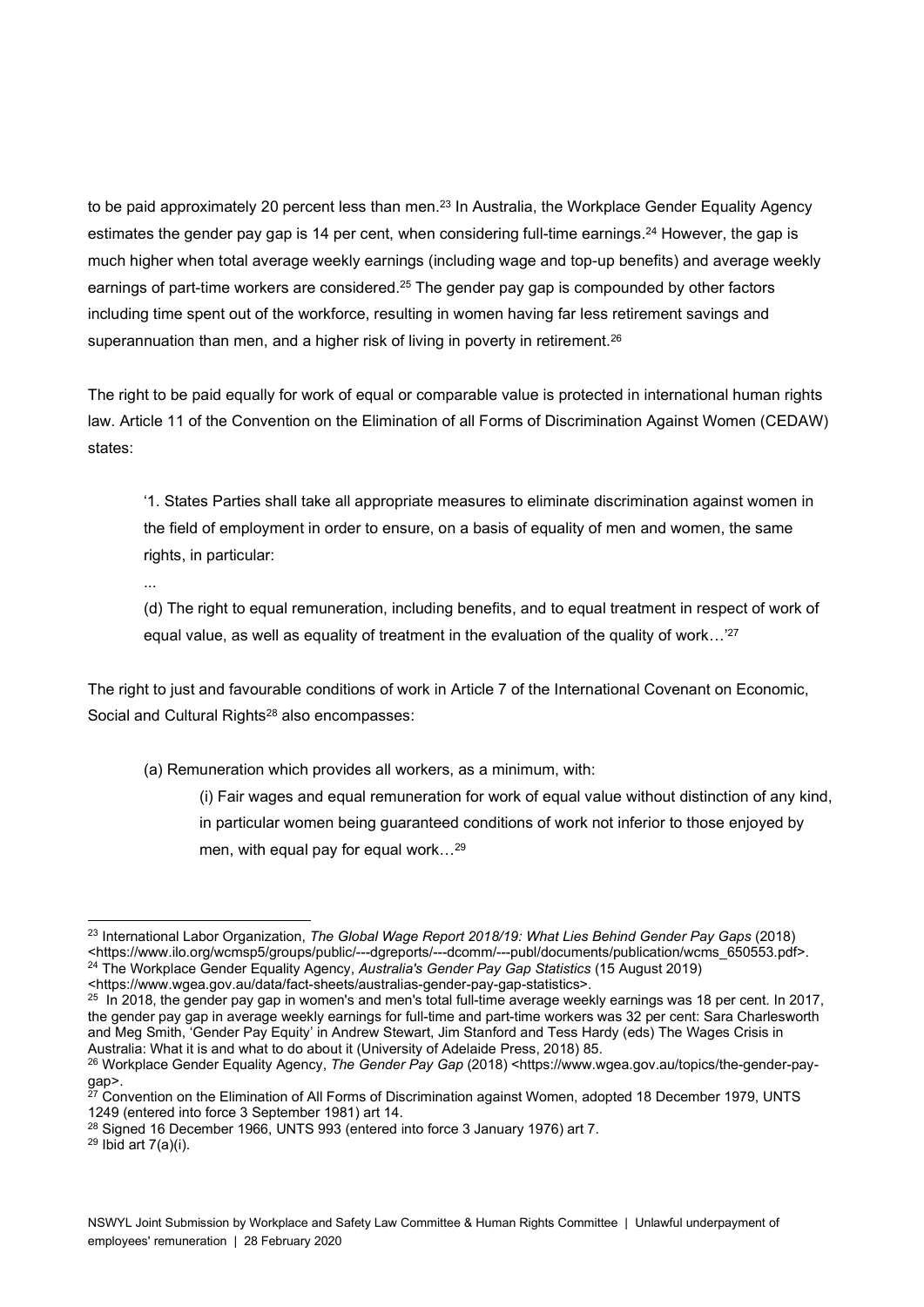to be paid approximately 20 percent less than men.[23] In Australia, the Workplace Gender Equality Agency estimates the gender pay gap is 14 per cent, when considering full-time earnings.[24] However, the gap is much higher when total average weekly earnings (including wage and top-up benefits) and average weekly earnings of part-time workers are considered.[25] The gender pay gap is compounded by other factors including time spent out of the workforce, resulting in women having far less retirement savings and superannuation than men, and a higher risk of living in poverty in retirement.[26]

The right to be paid equally for work of equal or comparable value is protected in international human rights law. Article 11 of the Convention on the Elimination of all Forms of Discrimination Against Women (CEDAW) states:

> '1. States Parties shall take all appropriate measures to eliminate discrimination against women in the field of employment in order to ensure, on a basis of equality of men and women, the same rights, in particular:
>
> ...
>
> (d) The right to equal remuneration, including benefits, and to equal treatment in respect of work of equal value, as well as equality of treatment in the evaluation of the quality of work…'[27]

The right to just and favourable conditions of work in Article 7 of the International Covenant on Economic, Social and Cultural Rights[28] also encompasses:

> (a) Remuneration which provides all workers, as a minimum, with:
>
> > (i) Fair wages and equal remuneration for work of equal value without distinction of any kind, in particular women being guaranteed conditions of work not inferior to those enjoyed by men, with equal pay for equal work…[29]

---

[23] International Labor Organization, *The Global Wage Report 2018/19: What Lies Behind Gender Pay Gaps* (2018) <https://www.ilo.org/wcmsp5/groups/public/---dgreports/---dcomm/---publ/documents/publication/wcms_650553.pdf>.

[24] The Workplace Gender Equality Agency, *Australia's Gender Pay Gap Statistics* (15 August 2019) <https://www.wgea.gov.au/data/fact-sheets/australias-gender-pay-gap-statistics>.

[25] In 2018, the gender pay gap in women's and men's total full-time average weekly earnings was 18 per cent. In 2017, the gender pay gap in average weekly earnings for full-time and part-time workers was 32 per cent: Sara Charlesworth and Meg Smith, 'Gender Pay Equity' in Andrew Stewart, Jim Stanford and Tess Hardy (eds) The Wages Crisis in Australia: What it is and what to do about it (University of Adelaide Press, 2018) 85.

[26] Workplace Gender Equality Agency, *The Gender Pay Gap* (2018) <https://www.wgea.gov.au/topics/the-gender-pay-gap>.

[27] Convention on the Elimination of All Forms of Discrimination against Women, adopted 18 December 1979, UNTS 1249 (entered into force 3 September 1981) art 14.

[28] Signed 16 December 1966, UNTS 993 (entered into force 3 January 1976) art 7.

[29] Ibid art 7(a)(i).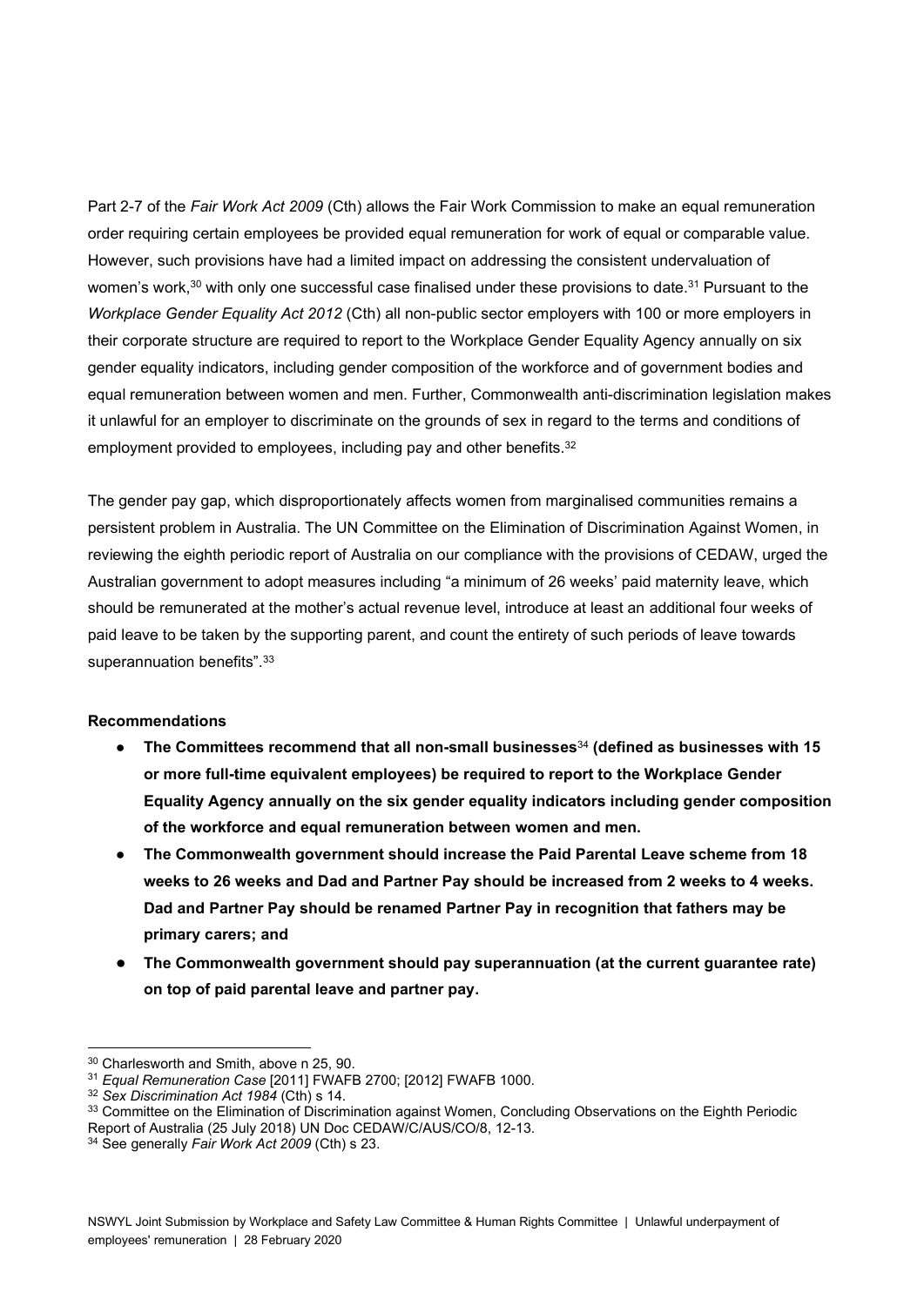Part 2-7 of the *Fair Work Act 2009* (Cth) allows the Fair Work Commission to make an equal remuneration order requiring certain employees be provided equal remuneration for work of equal or comparable value. However, such provisions have had a limited impact on addressing the consistent undervaluation of women's work,[30] with only one successful case finalised under these provisions to date.[31] Pursuant to the *Workplace Gender Equality Act 2012* (Cth) all non-public sector employers with 100 or more employers in their corporate structure are required to report to the Workplace Gender Equality Agency annually on six gender equality indicators, including gender composition of the workforce and of government bodies and equal remuneration between women and men. Further, Commonwealth anti-discrimination legislation makes it unlawful for an employer to discriminate on the grounds of sex in regard to the terms and conditions of employment provided to employees, including pay and other benefits.[32]

The gender pay gap, which disproportionately affects women from marginalised communities remains a persistent problem in Australia. The UN Committee on the Elimination of Discrimination Against Women, in reviewing the eighth periodic report of Australia on our compliance with the provisions of CEDAW, urged the Australian government to adopt measures including "a minimum of 26 weeks' paid maternity leave, which should be remunerated at the mother's actual revenue level, introduce at least an additional four weeks of paid leave to be taken by the supporting parent, and count the entirety of such periods of leave towards superannuation benefits".[33]

**Recommendations**

- **The Committees recommend that all non-small businesses**[34] **(defined as businesses with 15 or more full-time equivalent employees) be required to report to the Workplace Gender Equality Agency annually on the six gender equality indicators including gender composition of the workforce and equal remuneration between women and men.**
- **The Commonwealth government should increase the Paid Parental Leave scheme from 18 weeks to 26 weeks and Dad and Partner Pay should be increased from 2 weeks to 4 weeks. Dad and Partner Pay should be renamed Partner Pay in recognition that fathers may be primary carers; and**
- **The Commonwealth government should pay superannuation (at the current guarantee rate) on top of paid parental leave and partner pay.**

---

[30] Charlesworth and Smith, above n 25, 90.

[31] *Equal Remuneration Case* [2011] FWAFB 2700; [2012] FWAFB 1000.

[32] *Sex Discrimination Act 1984* (Cth) s 14.

[33] Committee on the Elimination of Discrimination against Women, Concluding Observations on the Eighth Periodic Report of Australia (25 July 2018) UN Doc CEDAW/C/AUS/CO/8, 12-13.

[34] See generally *Fair Work Act 2009* (Cth) s 23.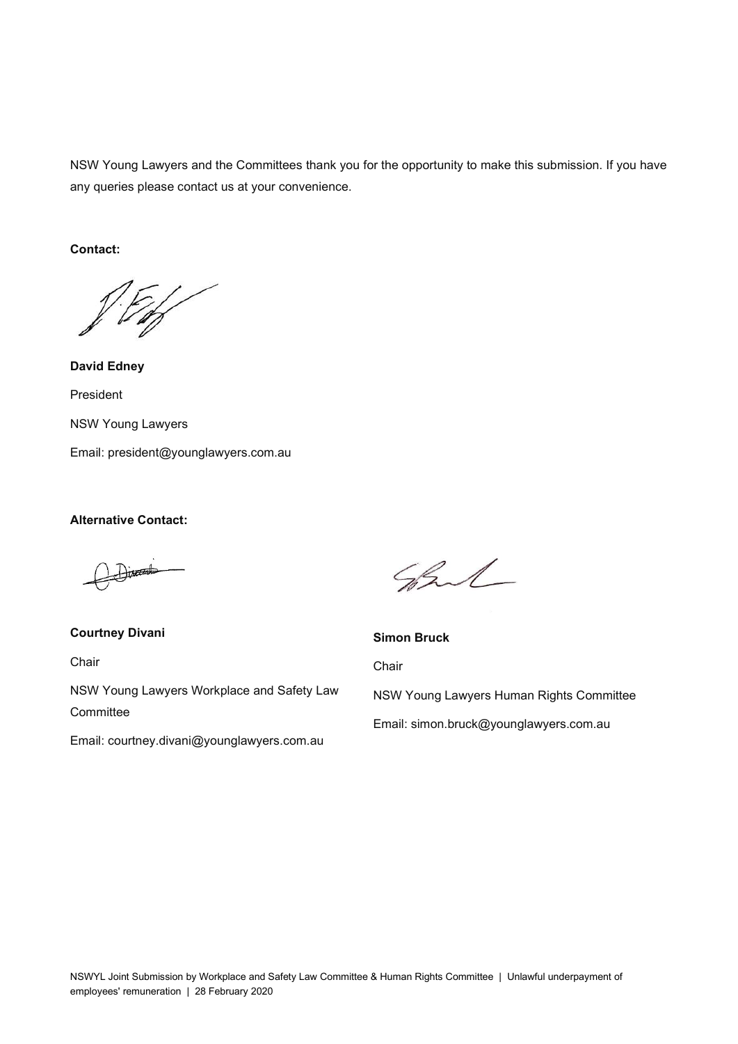NSW Young Lawyers and the Committees thank you for the opportunity to make this submission. If you have any queries please contact us at your convenience.

**Contact:**

**David Edney**

President

NSW Young Lawyers

Email: president@younglawyers.com.au

**Alternative Contact:**

**Courtney Divani**

Chair

NSW Young Lawyers Workplace and Safety Law Committee

Email: courtney.divani@younglawyers.com.au

**Simon Bruck**

Chair

NSW Young Lawyers Human Rights Committee

Email: simon.bruck@younglawyers.com.au